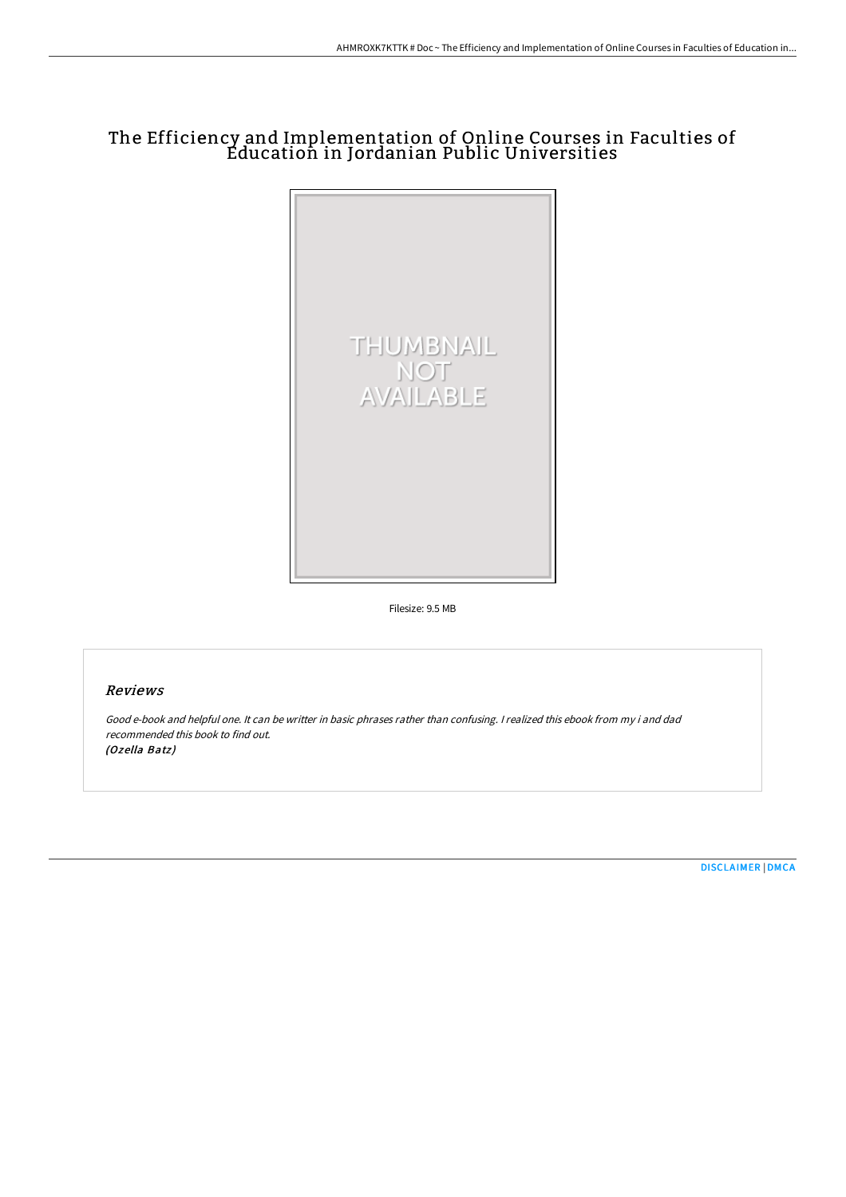# The Efficiency and Implementation of Online Courses in Faculties of Education in Jordanian Public Universities

Filesize: 9.5 MB

## Reviews

*Good e-book and helpful one. It can be writter in basic phrases rather than confusing. I realized this ebook from my i and dad recommended this book to find out.*
*(Ozella Batz)*

DISCLAIMER | DMCA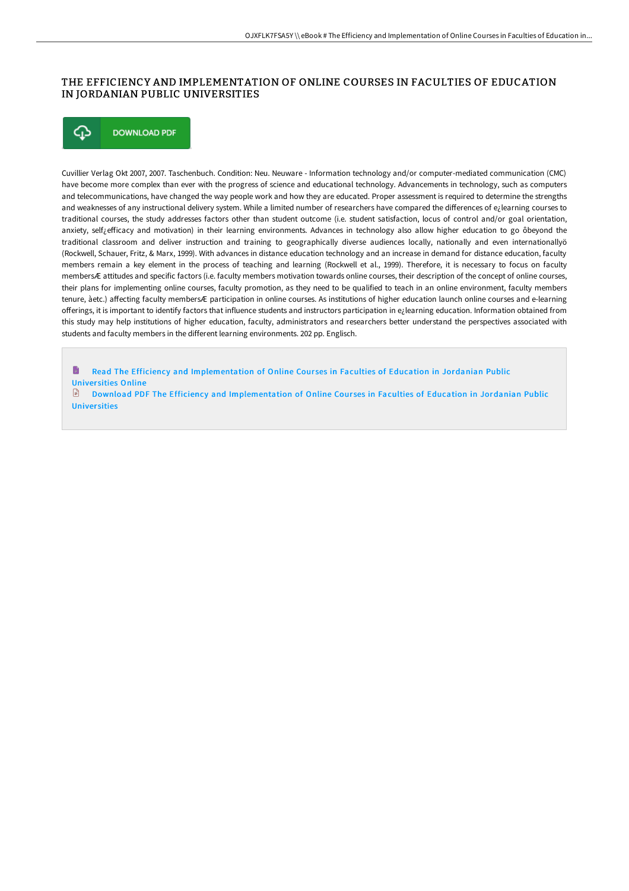# THE EFFICIENCY AND IMPLEMENTATION OF ONLINE COURSES IN FACULTIES OF EDUCATION IN JORDANIAN PUBLIC UNIVERSITIES

DOWNLOAD PDF

Cuvillier Verlag Okt 2007, 2007. Taschenbuch. Condition: Neu. Neuware - Information technology and/or computer-mediated communication (CMC) have become more complex than ever with the progress of science and educational technology. Advancements in technology, such as computers and telecommunications, have changed the way people work and how they are educated. Proper assessment is required to determine the strengths and weaknesses of any instructional delivery system. While a limited number of researchers have compared the differences of e¿learning courses to traditional courses, the study addresses factors other than student outcome (i.e. student satisfaction, locus of control and/or goal orientation, anxiety, self¿efficacy and motivation) in their learning environments. Advances in technology also allow higher education to go ôbeyond the traditional classroom and deliver instruction and training to geographically diverse audiences locally, nationally and even internationallyö (Rockwell, Schauer, Fritz, & Marx, 1999). With advances in distance education technology and an increase in demand for distance education, faculty members remain a key element in the process of teaching and learning (Rockwell et al., 1999). Therefore, it is necessary to focus on faculty membersÆ attitudes and specific factors (i.e. faculty members motivation towards online courses, their description of the concept of online courses, their plans for implementing online courses, faculty promotion, as they need to be qualified to teach in an online environment, faculty members tenure, àetc.) affecting faculty membersÆ participation in online courses. As institutions of higher education launch online courses and e-learning offerings, it is important to identify factors that influence students and instructors participation in e¿learning education. Information obtained from this study may help institutions of higher education, faculty, administrators and researchers better understand the perspectives associated with students and faculty members in the different learning environments. 202 pp. Englisch.

Read The Efficiency and Implementation of Online Courses in Faculties of Education in Jordanian Public Universities Online

Download PDF The Efficiency and Implementation of Online Courses in Faculties of Education in Jordanian Public Universities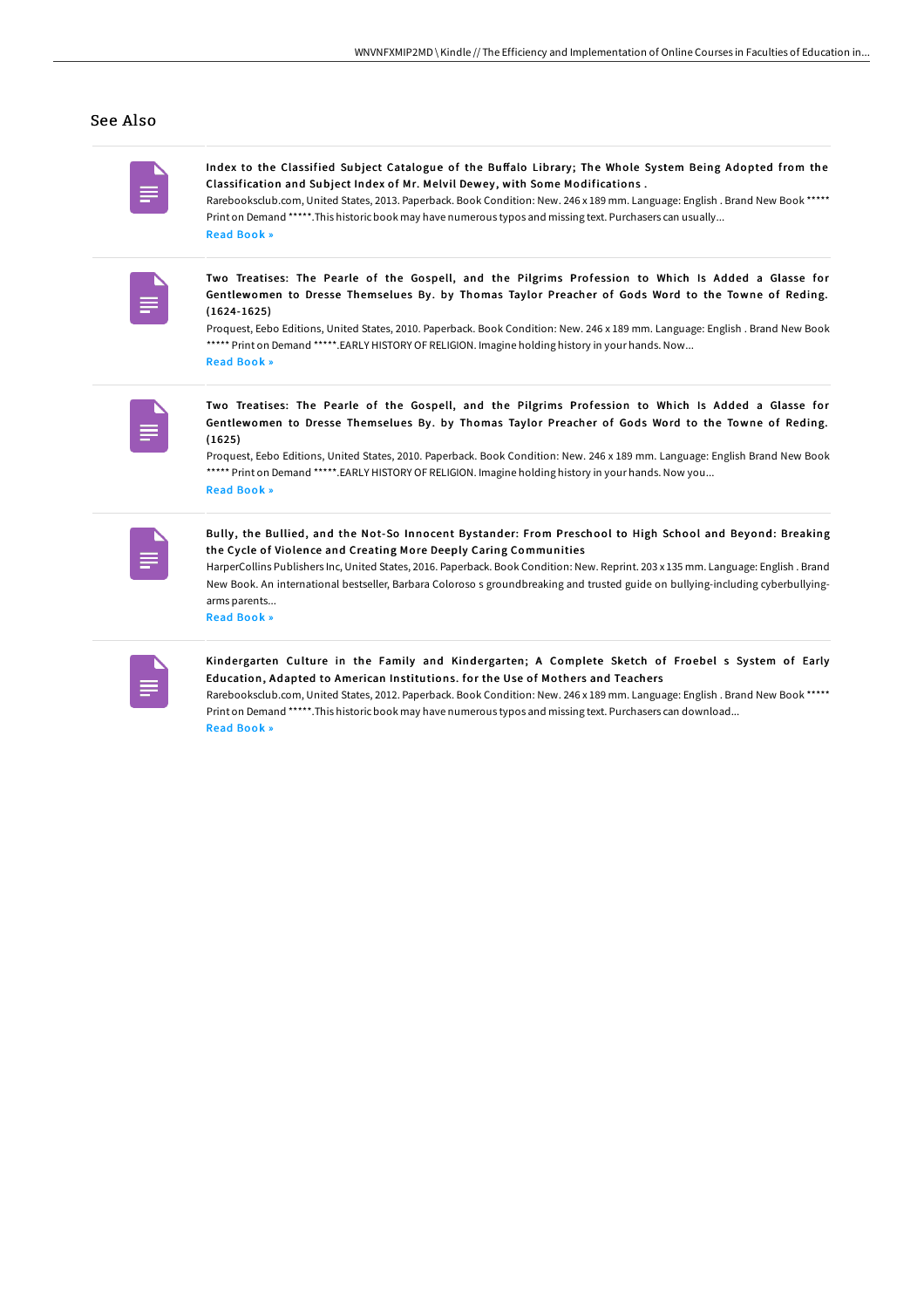## See Also

**Index to the Classified Subject Catalogue of the Buffalo Library; The Whole System Being Adopted from the Classification and Subject Index of Mr. Melvil Dewey, with Some Modifications .**

Rarebooksclub.com, United States, 2013. Paperback. Book Condition: New. 246 x 189 mm. Language: English . Brand New Book ***** Print on Demand *****.This historic book may have numerous typos and missing text. Purchasers can usually...

Read Book »

**Two Treatises: The Pearle of the Gospell, and the Pilgrims Profession to Which Is Added a Glasse for Gentlewomen to Dresse Themselues By. by Thomas Taylor Preacher of Gods Word to the Towne of Reding. (1624-1625)**

Proquest, Eebo Editions, United States, 2010. Paperback. Book Condition: New. 246 x 189 mm. Language: English . Brand New Book ***** Print on Demand *****.EARLY HISTORY OF RELIGION. Imagine holding history in your hands. Now...

Read Book »

**Two Treatises: The Pearle of the Gospell, and the Pilgrims Profession to Which Is Added a Glasse for Gentlewomen to Dresse Themselues By. by Thomas Taylor Preacher of Gods Word to the Towne of Reding. (1625)**

Proquest, Eebo Editions, United States, 2010. Paperback. Book Condition: New. 246 x 189 mm. Language: English Brand New Book ***** Print on Demand *****.EARLY HISTORY OF RELIGION. Imagine holding history in your hands. Now you...

Read Book »

**Bully, the Bullied, and the Not-So Innocent Bystander: From Preschool to High School and Beyond: Breaking the Cycle of Violence and Creating More Deeply Caring Communities**

HarperCollins Publishers Inc, United States, 2016. Paperback. Book Condition: New. Reprint. 203 x 135 mm. Language: English . Brand New Book. An international bestseller, Barbara Coloroso s groundbreaking and trusted guide on bullying-including cyberbullying-arms parents...

Read Book »

**Kindergarten Culture in the Family and Kindergarten; A Complete Sketch of Froebel s System of Early Education, Adapted to American Institutions. for the Use of Mothers and Teachers**

Rarebooksclub.com, United States, 2012. Paperback. Book Condition: New. 246 x 189 mm. Language: English . Brand New Book ***** Print on Demand *****.This historic book may have numerous typos and missing text. Purchasers can download...

Read Book »